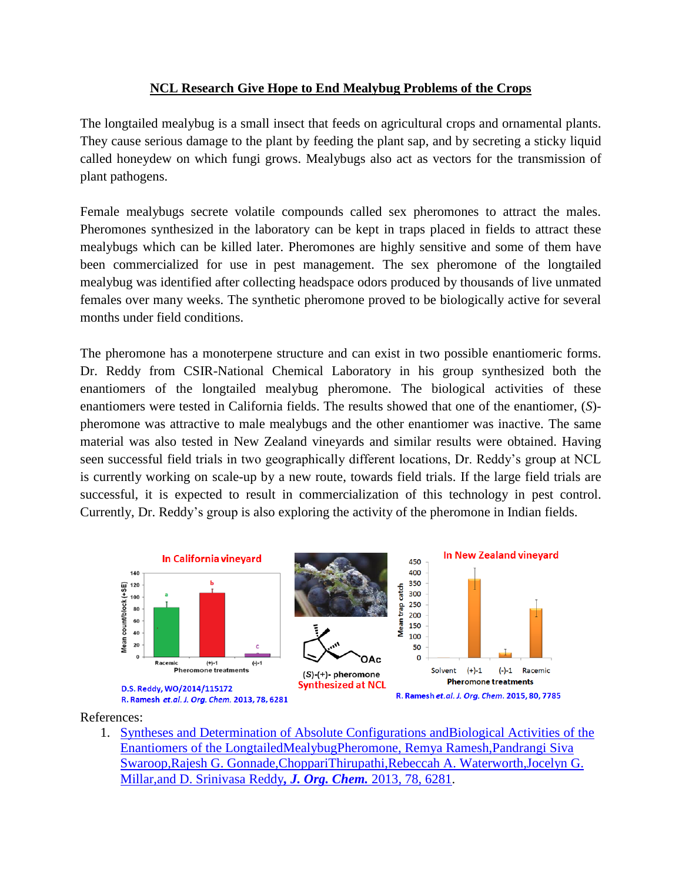# NCL Research Give Hope to End Mealybug Problems of the Crops

The longtailed mealybug is a small insect that feeds on agricultural crops and ornamental plants. They cause serious damage to the plant by feeding the plant sap, and by secreting a sticky liquid called honeydew on which fungi grows. Mealybugs also act as vectors for the transmission of plant pathogens.

Female mealybugs secrete volatile compounds called sex pheromones to attract the males. Pheromones synthesized in the laboratory can be kept in traps placed in fields to attract these mealybugs which can be killed later. Pheromones are highly sensitive and some of them have been commercialized for use in pest management. The sex pheromone of the longtailed mealybug was identified after collecting headspace odors produced by thousands of live unmated females over many weeks. The synthetic pheromone proved to be biologically active for several months under field conditions.

The pheromone has a monoterpene structure and can exist in two possible enantiomeric forms. Dr. Reddy from CSIR-National Chemical Laboratory in his group synthesized both the enantiomers of the longtailed mealybug pheromone. The biological activities of these enantiomers were tested in California fields. The results showed that one of the enantiomer, (*S*)-pheromone was attractive to male mealybugs and the other enantiomer was inactive. The same material was also tested in New Zealand vineyards and similar results were obtained. Having seen successful field trials in two geographically different locations, Dr. Reddy's group at NCL is currently working on scale-up by a new route, towards field trials. If the large field trials are successful, it is expected to result in commercialization of this technology in pest control. Currently, Dr. Reddy's group is also exploring the activity of the pheromone in Indian fields.

In California vineyard

| Pheromone treatments | Mean count/block (+SE) |
|---|---|
| Racemic | ~83 (a) |
| (+)-1 | ~107 (b) |
| (-)-1 | ~5 (c) |

D.S. Reddy, WO/2014/115172
R. Ramesh *et.al. J. Org. Chem.* **2013, 78, 6281**

(*S*)-(+)- pheromone
Synthesized at NCL

In New Zealand vineyard

| Pheromone treatments | Mean trap catch |
|---|---|
| Solvent | ~0 |
| (+)-1 | ~370 |
| (-)-1 | ~25 |
| Racemic | ~235 |

R. Ramesh *et.al. J. Org. Chem.* **2015, 80, 7785**

References:

1. Syntheses and Determination of Absolute Configurations andBiological Activities of the Enantiomers of the LongtailedMealybugPheromone, Remya Ramesh,Pandrangi Siva Swaroop,Rajesh G. Gonnade,ChoppariThirupathi,Rebeccah A. Waterworth,Jocelyn G. Millar,and D. Srinivasa Reddy, ***J. Org. Chem.*** 2013, 78, 6281.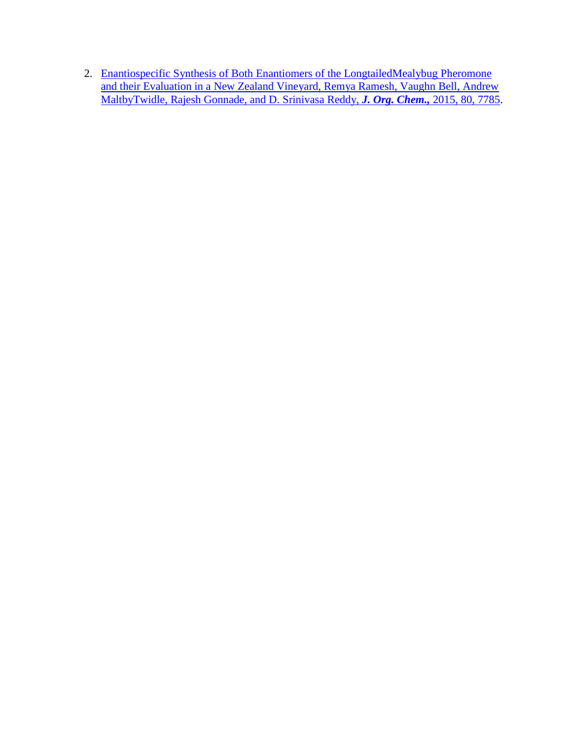2. [Enantiospecific Synthesis of Both Enantiomers of the LongtailedMealybug Pheromone and their Evaluation in a New Zealand Vineyard, Remya Ramesh, Vaughn Bell, Andrew MaltbyTwidle, Rajesh Gonnade, and D. Srinivasa Reddy, ***J. Org. Chem.,*** 2015, 80, 7785].